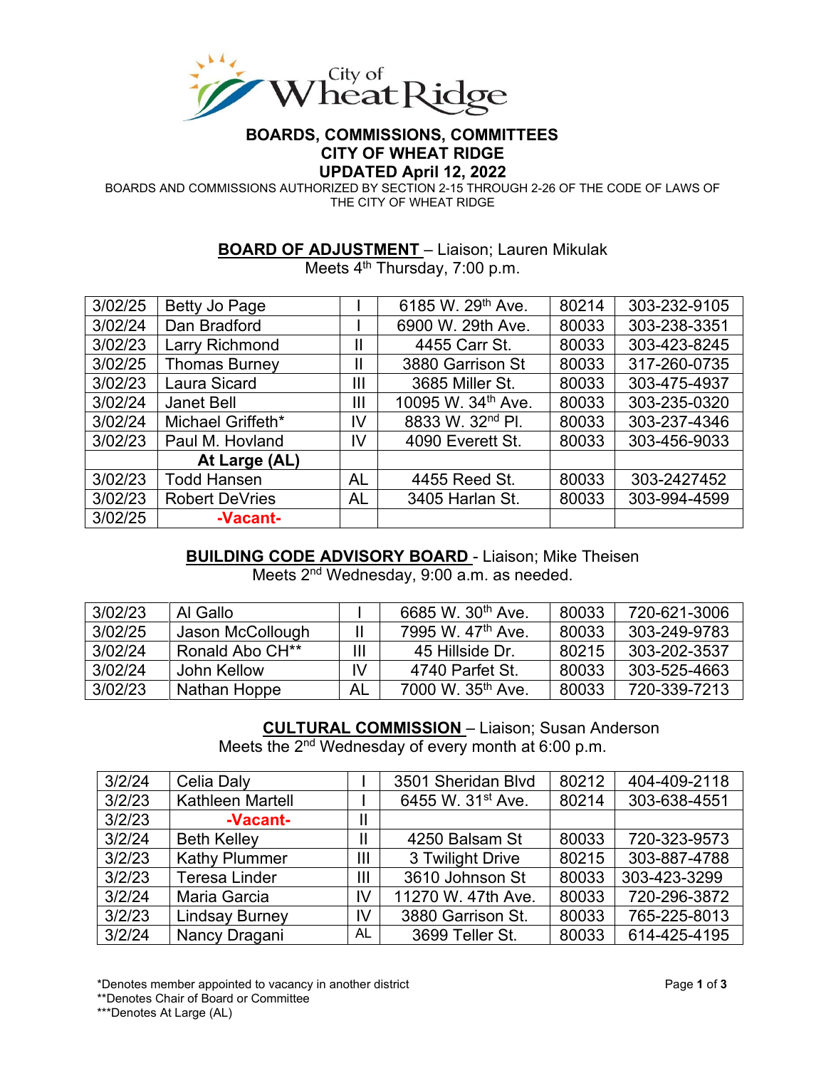City of Wheat Ridge

**BOARDS, COMMISSIONS, COMMITTEES**
**CITY OF WHEAT RIDGE**
**UPDATED April 12, 2022**

BOARDS AND COMMISSIONS AUTHORIZED BY SECTION 2-15 THROUGH 2-26 OF THE CODE OF LAWS OF THE CITY OF WHEAT RIDGE

## **BOARD OF ADJUSTMENT** – Liaison; Lauren Mikulak

Meets 4th Thursday, 7:00 p.m.

| | | | | | |
|---|---|---|---|---|---|
| 3/02/25 | Betty Jo Page | I | 6185 W. 29th Ave. | 80214 | 303-232-9105 |
| 3/02/24 | Dan Bradford | I | 6900 W. 29th Ave. | 80033 | 303-238-3351 |
| 3/02/23 | Larry Richmond | II | 4455 Carr St. | 80033 | 303-423-8245 |
| 3/02/25 | Thomas Burney | II | 3880 Garrison St | 80033 | 317-260-0735 |
| 3/02/23 | Laura Sicard | III | 3685 Miller St. | 80033 | 303-475-4937 |
| 3/02/24 | Janet Bell | III | 10095 W. 34th Ave. | 80033 | 303-235-0320 |
| 3/02/24 | Michael Griffeth* | IV | 8833 W. 32nd Pl. | 80033 | 303-237-4346 |
| 3/02/23 | Paul M. Hovland | IV | 4090 Everett St. | 80033 | 303-456-9033 |
| | **At Large (AL)** | | | | |
| 3/02/23 | Todd Hansen | AL | 4455 Reed St. | 80033 | 303-2427452 |
| 3/02/23 | Robert DeVries | AL | 3405 Harlan St. | 80033 | 303-994-4599 |
| 3/02/25 | **-Vacant-** | | | | |

## **BUILDING CODE ADVISORY BOARD** - Liaison; Mike Theisen

Meets 2nd Wednesday, 9:00 a.m. as needed.

| | | | | | |
|---|---|---|---|---|---|
| 3/02/23 | Al Gallo | I | 6685 W. 30th Ave. | 80033 | 720-621-3006 |
| 3/02/25 | Jason McCollough | II | 7995 W. 47th Ave. | 80033 | 303-249-9783 |
| 3/02/24 | Ronald Abo CH** | III | 45 Hillside Dr. | 80215 | 303-202-3537 |
| 3/02/24 | John Kellow | IV | 4740 Parfet St. | 80033 | 303-525-4663 |
| 3/02/23 | Nathan Hoppe | AL | 7000 W. 35th Ave. | 80033 | 720-339-7213 |

## **CULTURAL COMMISSION** – Liaison; Susan Anderson

Meets the 2nd Wednesday of every month at 6:00 p.m.

| | | | | | |
|---|---|---|---|---|---|
| 3/2/24 | Celia Daly | I | 3501 Sheridan Blvd | 80212 | 404-409-2118 |
| 3/2/23 | Kathleen Martell | I | 6455 W. 31st Ave. | 80214 | 303-638-4551 |
| 3/2/23 | **-Vacant-** | II | | | |
| 3/2/24 | Beth Kelley | II | 4250 Balsam St | 80033 | 720-323-9573 |
| 3/2/23 | Kathy Plummer | III | 3 Twilight Drive | 80215 | 303-887-4788 |
| 3/2/23 | Teresa Linder | III | 3610 Johnson St | 80033 | 303-423-3299 |
| 3/2/24 | Maria Garcia | IV | 11270 W. 47th Ave. | 80033 | 720-296-3872 |
| 3/2/23 | Lindsay Burney | IV | 3880 Garrison St. | 80033 | 765-225-8013 |
| 3/2/24 | Nancy Dragani | AL | 3699 Teller St. | 80033 | 614-425-4195 |

*Denotes member appointed to vacancy in another district
**Denotes Chair of Board or Committee
***Denotes At Large (AL)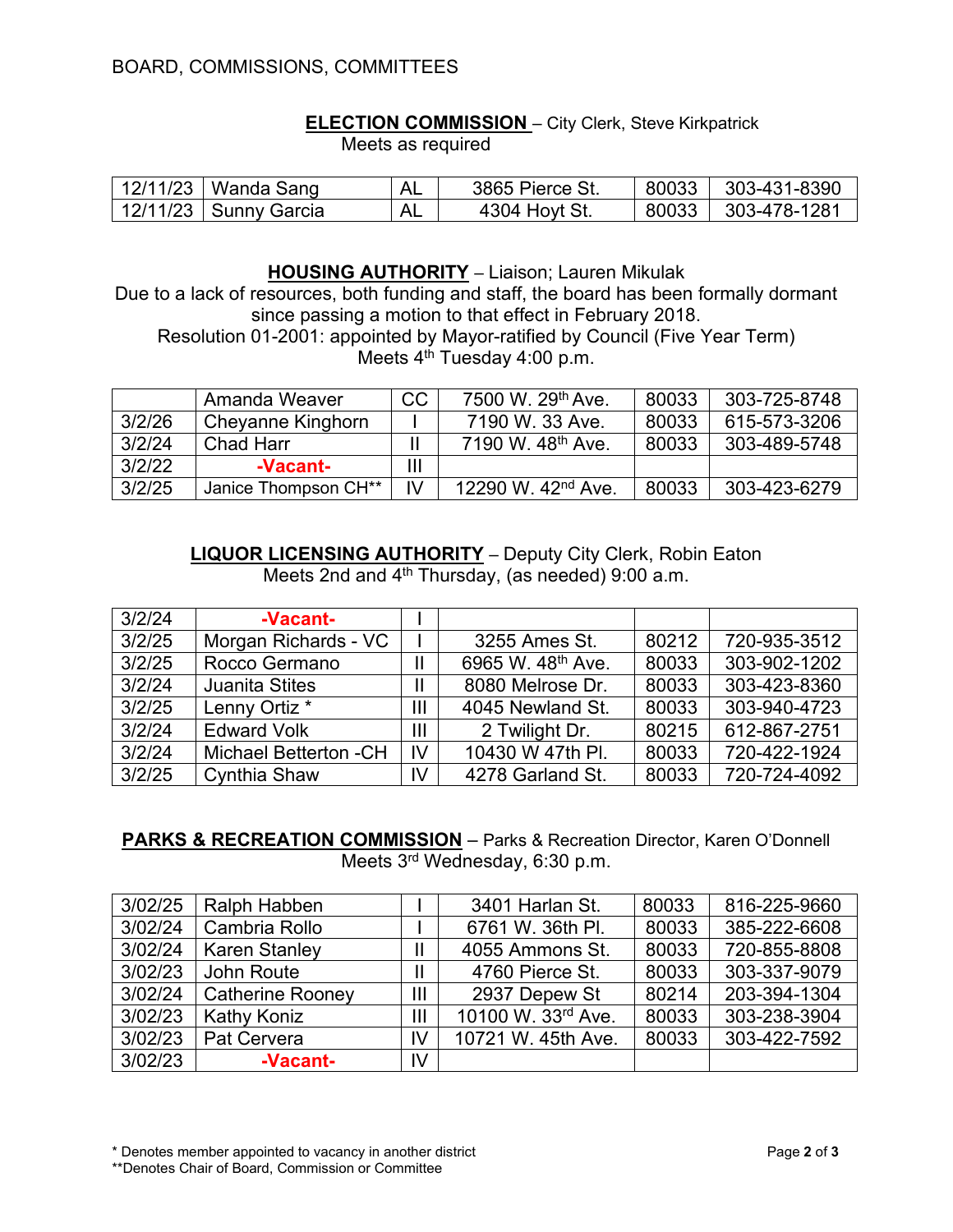BOARD, COMMISSIONS, COMMITTEES

**ELECTION COMMISSION** – City Clerk, Steve Kirkpatrick
Meets as required

| | | | | | |
|---|---|---|---|---|---|
| 12/11/23 | Wanda Sang | AL | 3865 Pierce St. | 80033 | 303-431-8390 |
| 12/11/23 | Sunny Garcia | AL | 4304 Hoyt St. | 80033 | 303-478-1281 |

**HOUSING AUTHORITY** – Liaison; Lauren Mikulak
Due to a lack of resources, both funding and staff, the board has been formally dormant since passing a motion to that effect in February 2018.
Resolution 01-2001: appointed by Mayor-ratified by Council (Five Year Term)
Meets 4th Tuesday 4:00 p.m.

| | | | | | |
|---|---|---|---|---|---|
| | Amanda Weaver | CC | 7500 W. 29th Ave. | 80033 | 303-725-8748 |
| 3/2/26 | Cheyanne Kinghorn | I | 7190 W. 33 Ave. | 80033 | 615-573-3206 |
| 3/2/24 | Chad Harr | II | 7190 W. 48th Ave. | 80033 | 303-489-5748 |
| 3/2/22 | -Vacant- | III | | | |
| 3/2/25 | Janice Thompson CH** | IV | 12290 W. 42nd Ave. | 80033 | 303-423-6279 |

**LIQUOR LICENSING AUTHORITY** – Deputy City Clerk, Robin Eaton
Meets 2nd and 4th Thursday, (as needed) 9:00 a.m.

| | | | | | |
|---|---|---|---|---|---|
| 3/2/24 | -Vacant- | I | | | |
| 3/2/25 | Morgan Richards - VC | I | 3255 Ames St. | 80212 | 720-935-3512 |
| 3/2/25 | Rocco Germano | II | 6965 W. 48th Ave. | 80033 | 303-902-1202 |
| 3/2/24 | Juanita Stites | II | 8080 Melrose Dr. | 80033 | 303-423-8360 |
| 3/2/25 | Lenny Ortiz * | III | 4045 Newland St. | 80033 | 303-940-4723 |
| 3/2/24 | Edward Volk | III | 2 Twilight Dr. | 80215 | 612-867-2751 |
| 3/2/24 | Michael Betterton -CH | IV | 10430 W 47th Pl. | 80033 | 720-422-1924 |
| 3/2/25 | Cynthia Shaw | IV | 4278 Garland St. | 80033 | 720-724-4092 |

**PARKS & RECREATION COMMISSION** – Parks & Recreation Director, Karen O'Donnell
Meets 3rd Wednesday, 6:30 p.m.

| | | | | | |
|---|---|---|---|---|---|
| 3/02/25 | Ralph Habben | I | 3401 Harlan St. | 80033 | 816-225-9660 |
| 3/02/24 | Cambria Rollo | I | 6761 W. 36th Pl. | 80033 | 385-222-6608 |
| 3/02/24 | Karen Stanley | II | 4055 Ammons St. | 80033 | 720-855-8808 |
| 3/02/23 | John Route | II | 4760 Pierce St. | 80033 | 303-337-9079 |
| 3/02/24 | Catherine Rooney | III | 2937 Depew St | 80214 | 203-394-1304 |
| 3/02/23 | Kathy Koniz | III | 10100 W. 33rd Ave. | 80033 | 303-238-3904 |
| 3/02/23 | Pat Cervera | IV | 10721 W. 45th Ave. | 80033 | 303-422-7592 |
| 3/02/23 | -Vacant- | IV | | | |

* Denotes member appointed to vacancy in another district
**Denotes Chair of Board, Commission or Committee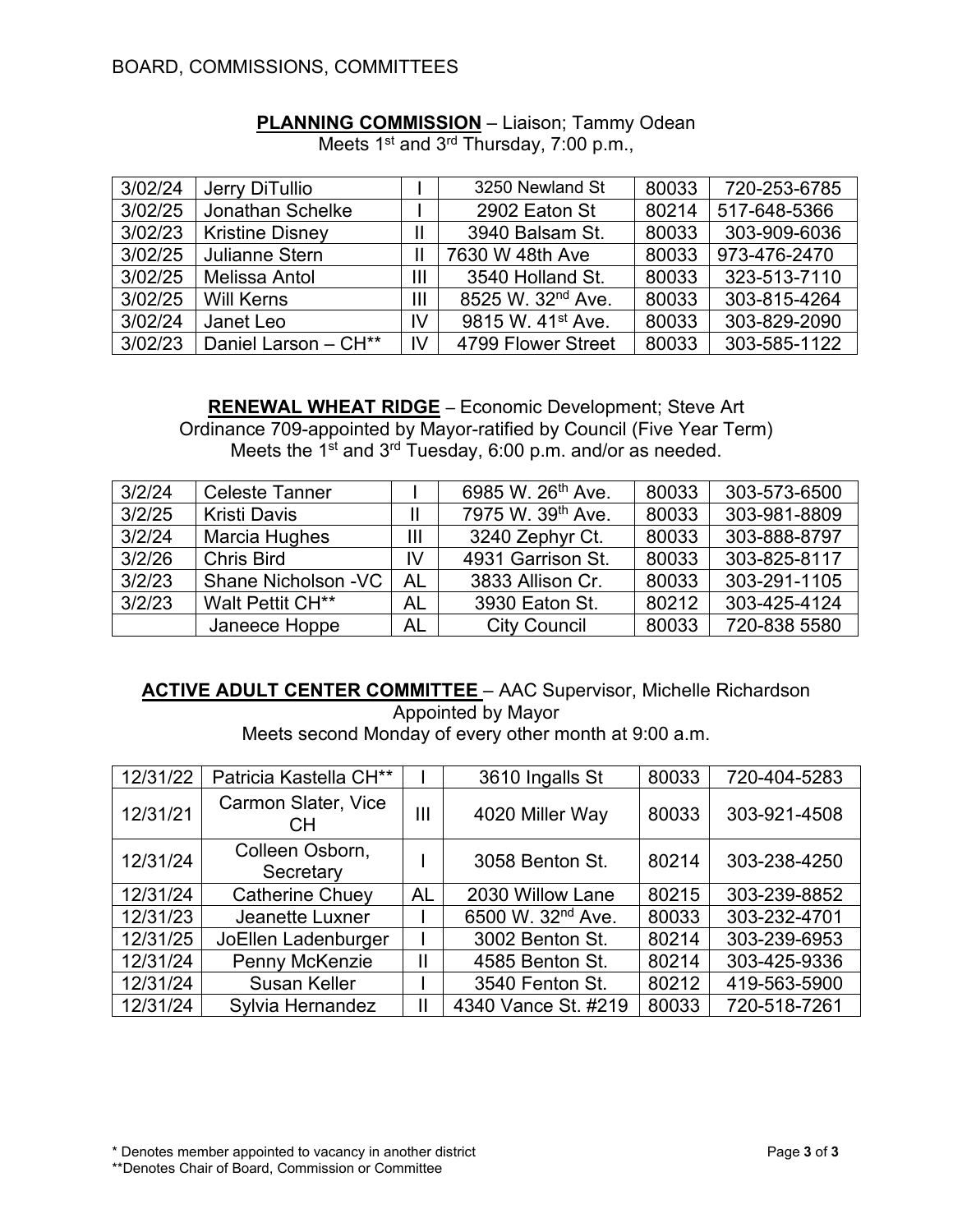BOARD, COMMISSIONS, COMMITTEES

**PLANNING COMMISSION** – Liaison; Tammy Odean
Meets 1st and 3rd Thursday, 7:00 p.m.,

| | | | | | |
|---|---|---|---|---|---|
| 3/02/24 | Jerry DiTullio | I | 3250 Newland St | 80033 | 720-253-6785 |
| 3/02/25 | Jonathan Schelke | I | 2902 Eaton St | 80214 | 517-648-5366 |
| 3/02/23 | Kristine Disney | II | 3940 Balsam St. | 80033 | 303-909-6036 |
| 3/02/25 | Julianne Stern | II | 7630 W 48th Ave | 80033 | 973-476-2470 |
| 3/02/25 | Melissa Antol | III | 3540 Holland St. | 80033 | 323-513-7110 |
| 3/02/25 | Will Kerns | III | 8525 W. 32nd Ave. | 80033 | 303-815-4264 |
| 3/02/24 | Janet Leo | IV | 9815 W. 41st Ave. | 80033 | 303-829-2090 |
| 3/02/23 | Daniel Larson – CH** | IV | 4799 Flower Street | 80033 | 303-585-1122 |

**RENEWAL WHEAT RIDGE** – Economic Development; Steve Art
Ordinance 709-appointed by Mayor-ratified by Council (Five Year Term)
Meets the 1st and 3rd Tuesday, 6:00 p.m. and/or as needed.

| | | | | | |
|---|---|---|---|---|---|
| 3/2/24 | Celeste Tanner | I | 6985 W. 26th Ave. | 80033 | 303-573-6500 |
| 3/2/25 | Kristi Davis | II | 7975 W. 39th Ave. | 80033 | 303-981-8809 |
| 3/2/24 | Marcia Hughes | III | 3240 Zephyr Ct. | 80033 | 303-888-8797 |
| 3/2/26 | Chris Bird | IV | 4931 Garrison St. | 80033 | 303-825-8117 |
| 3/2/23 | Shane Nicholson -VC | AL | 3833 Allison Cr. | 80033 | 303-291-1105 |
| 3/2/23 | Walt Pettit CH** | AL | 3930 Eaton St. | 80212 | 303-425-4124 |
| | Janeece Hoppe | AL | City Council | 80033 | 720-838 5580 |

**ACTIVE ADULT CENTER COMMITTEE** – AAC Supervisor, Michelle Richardson
Appointed by Mayor
Meets second Monday of every other month at 9:00 a.m.

| | | | | | |
|---|---|---|---|---|---|
| 12/31/22 | Patricia Kastella CH** | I | 3610 Ingalls St | 80033 | 720-404-5283 |
| 12/31/21 | Carmon Slater, Vice CH | III | 4020 Miller Way | 80033 | 303-921-4508 |
| 12/31/24 | Colleen Osborn, Secretary | I | 3058 Benton St. | 80214 | 303-238-4250 |
| 12/31/24 | Catherine Chuey | AL | 2030 Willow Lane | 80215 | 303-239-8852 |
| 12/31/23 | Jeanette Luxner | I | 6500 W. 32nd Ave. | 80033 | 303-232-4701 |
| 12/31/25 | JoEllen Ladenburger | I | 3002 Benton St. | 80214 | 303-239-6953 |
| 12/31/24 | Penny McKenzie | II | 4585 Benton St. | 80214 | 303-425-9336 |
| 12/31/24 | Susan Keller | I | 3540 Fenton St. | 80212 | 419-563-5900 |
| 12/31/24 | Sylvia Hernandez | II | 4340 Vance St. #219 | 80033 | 720-518-7261 |

\* Denotes member appointed to vacancy in another district
**Denotes Chair of Board, Commission or Committee